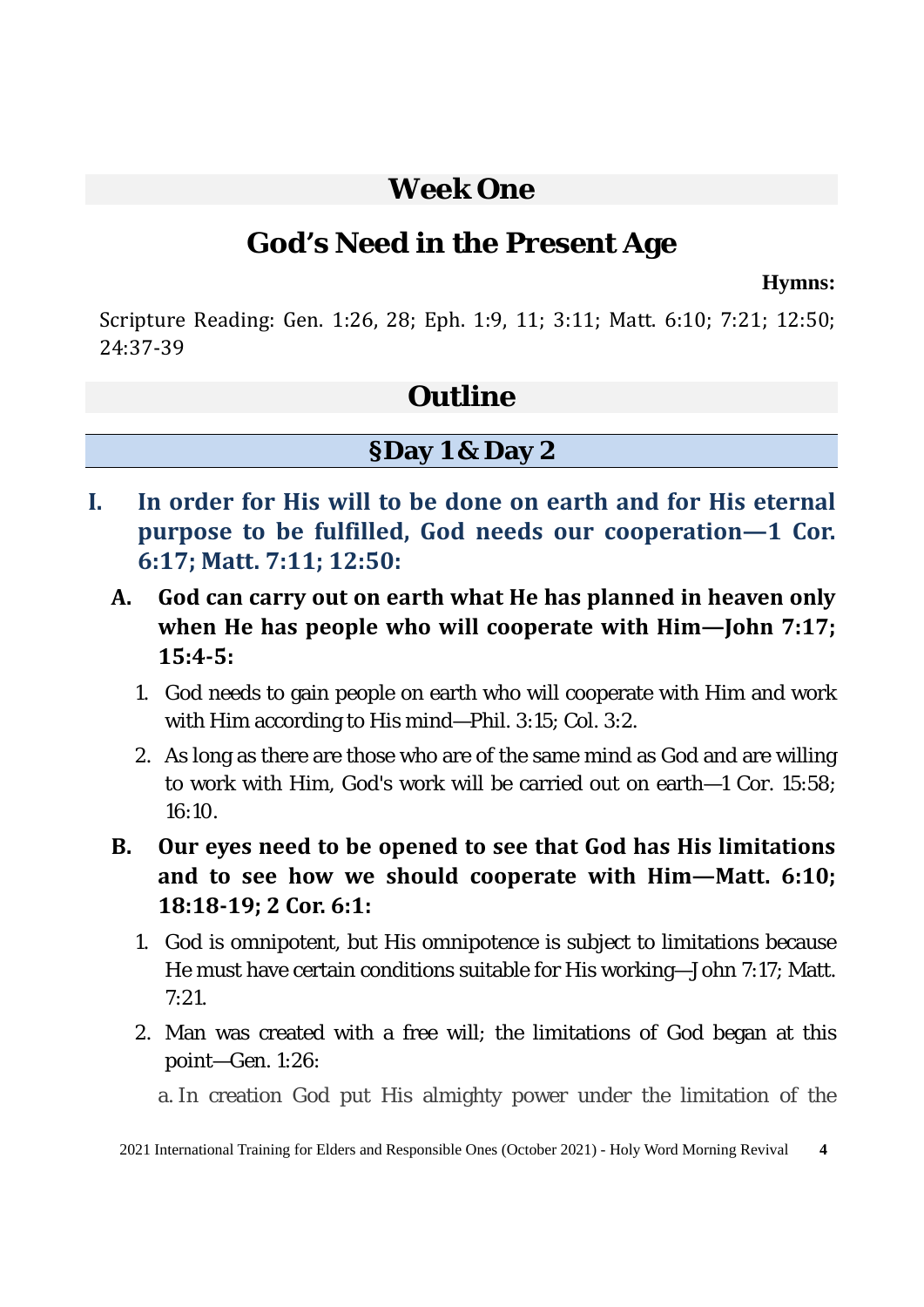# Week One

## God's Need in the Present Age

**Hymns:**

Scripture Reading: Gen. 1:26, 28; Eph. 1:9, 11; 3:11; Matt. 6:10; 7:21; 12:50; 24:37-39

## Outline

### §Day 1 & Day 2

**I. In order for His will to be done on earth and for His eternal purpose to be fulfilled, God needs our cooperation—1 Cor. 6:17; Matt. 7:11; 12:50:**

**A. God can carry out on earth what He has planned in heaven only when He has people who will cooperate with Him—John 7:17; 15:4-5:**

1. God needs to gain people on earth who will cooperate with Him and work with Him according to His mind—Phil. 3:15; Col. 3:2.
2. As long as there are those who are of the same mind as God and are willing to work with Him, God's work will be carried out on earth—1 Cor. 15:58; 16:10.

**B. Our eyes need to be opened to see that God has His limitations and to see how we should cooperate with Him—Matt. 6:10; 18:18-19; 2 Cor. 6:1:**

1. God is omnipotent, but His omnipotence is subject to limitations because He must have certain conditions suitable for His working—John 7:17; Matt. 7:21.
2. Man was created with a free will; the limitations of God began at this point—Gen. 1:26:

   a. In creation God put His almighty power under the limitation of the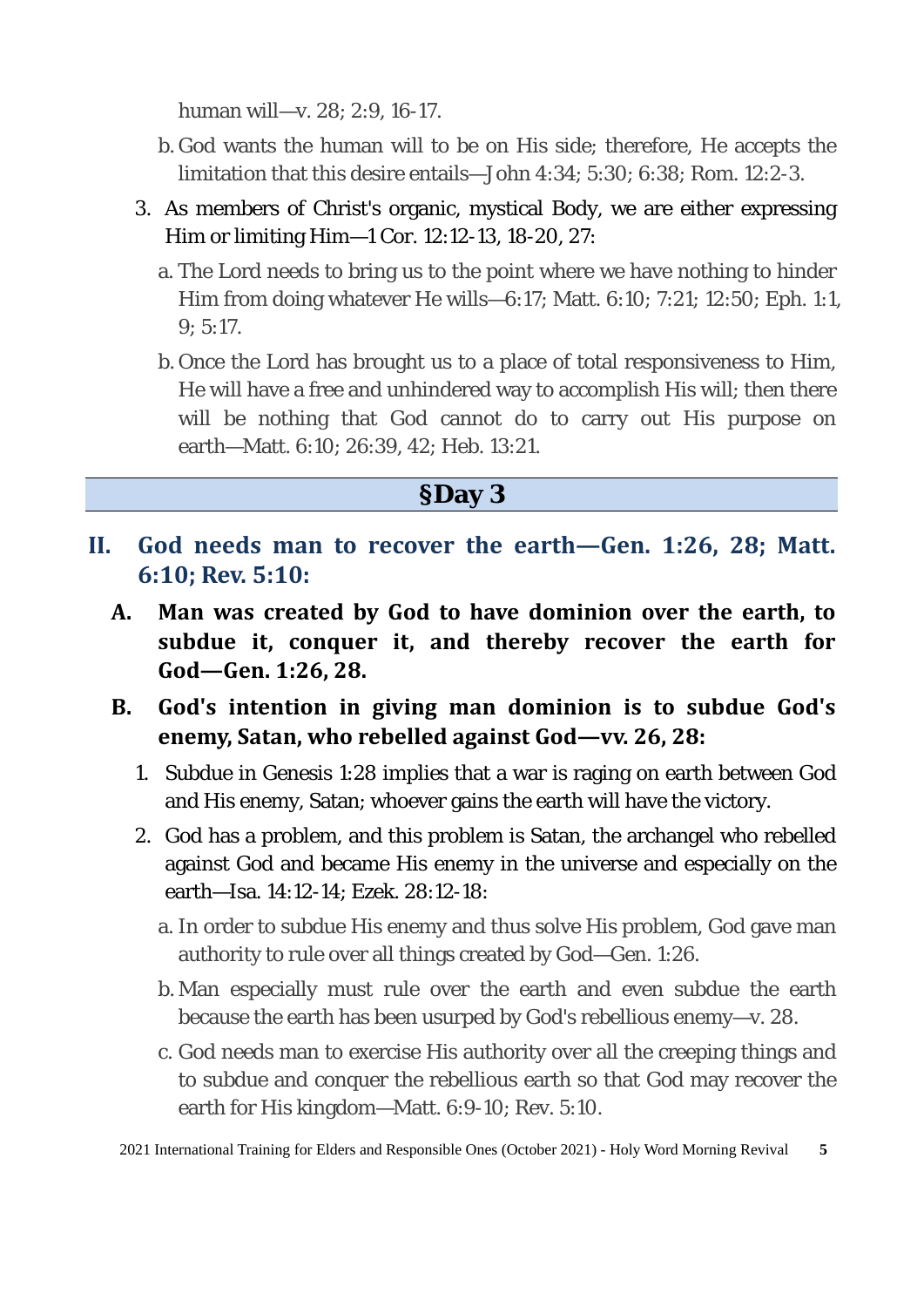human will—v. 28; 2:9, 16-17.

b. God wants the human will to be on His side; therefore, He accepts the limitation that this desire entails—John 4:34; 5:30; 6:38; Rom. 12:2-3.

3. As members of Christ's organic, mystical Body, we are either expressing Him or limiting Him—1 Cor. 12:12-13, 18-20, 27:

a. The Lord needs to bring us to the point where we have nothing to hinder Him from doing whatever He wills—6:17; Matt. 6:10; 7:21; 12:50; Eph. 1:1, 9; 5:17.

b. Once the Lord has brought us to a place of total responsiveness to Him, He will have a free and unhindered way to accomplish His will; then there will be nothing that God cannot do to carry out His purpose on earth—Matt. 6:10; 26:39, 42; Heb. 13:21.

## §Day 3

## II. God needs man to recover the earth—Gen. 1:26, 28; Matt. 6:10; Rev. 5:10:

### A. Man was created by God to have dominion over the earth, to subdue it, conquer it, and thereby recover the earth for God—Gen. 1:26, 28.

### B. God's intention in giving man dominion is to subdue God's enemy, Satan, who rebelled against God—vv. 26, 28:

1. Subdue in Genesis 1:28 implies that a war is raging on earth between God and His enemy, Satan; whoever gains the earth will have the victory.

2. God has a problem, and this problem is Satan, the archangel who rebelled against God and became His enemy in the universe and especially on the earth—Isa. 14:12-14; Ezek. 28:12-18:

a. In order to subdue His enemy and thus solve His problem, God gave man authority to rule over all things created by God—Gen. 1:26.

b. Man especially must rule over the earth and even subdue the earth because the earth has been usurped by God's rebellious enemy—v. 28.

c. God needs man to exercise His authority over all the creeping things and to subdue and conquer the rebellious earth so that God may recover the earth for His kingdom—Matt. 6:9-10; Rev. 5:10.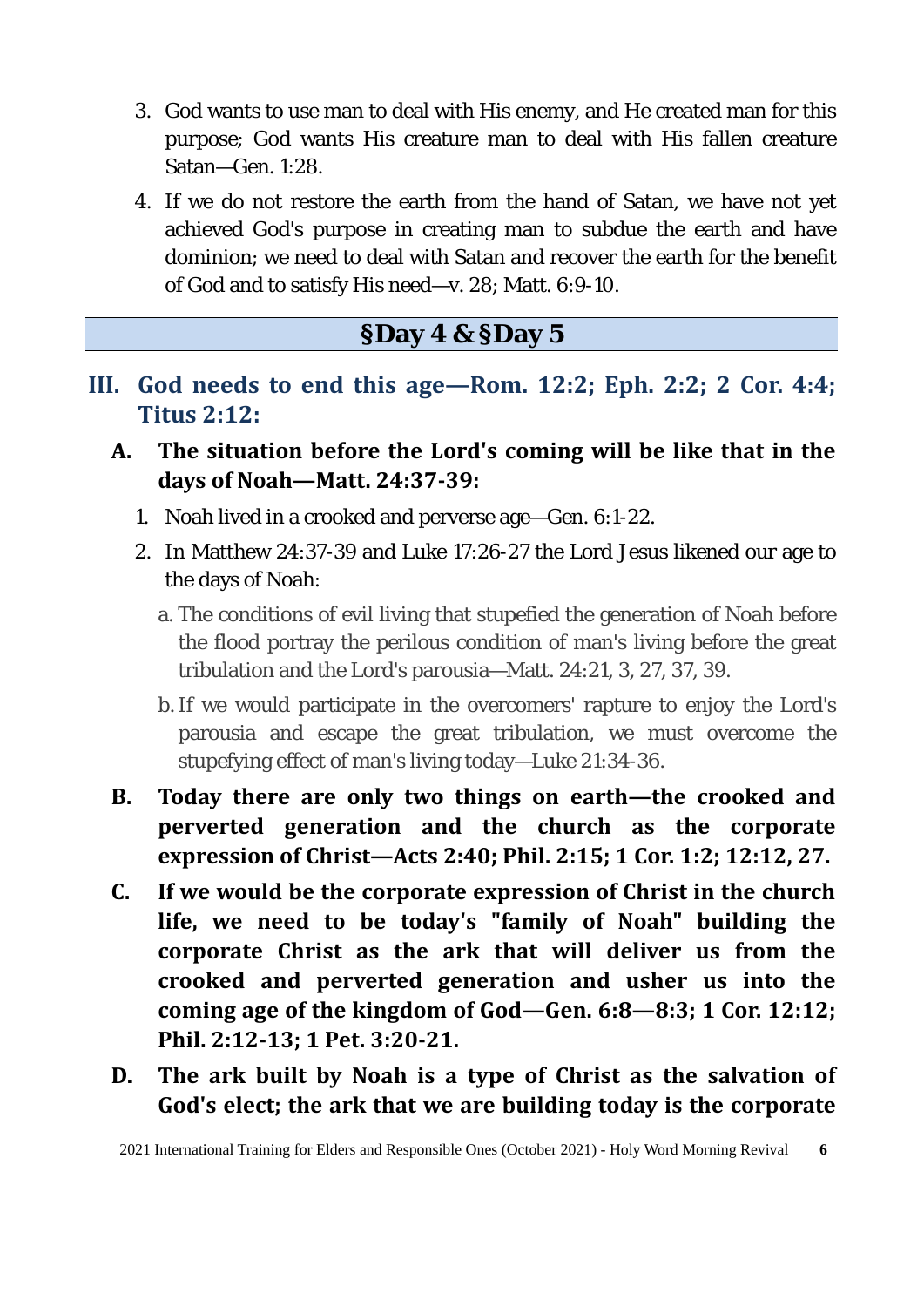3. God wants to use man to deal with His enemy, and He created man for this purpose; God wants His creature man to deal with His fallen creature Satan—Gen. 1:28.

4. If we do not restore the earth from the hand of Satan, we have not yet achieved God's purpose in creating man to subdue the earth and have dominion; we need to deal with Satan and recover the earth for the benefit of God and to satisfy His need—v. 28; Matt. 6:9-10.

## §Day 4 & §Day 5

## III. God needs to end this age—Rom. 12:2; Eph. 2:2; 2 Cor. 4:4; Titus 2:12:

### A. The situation before the Lord's coming will be like that in the days of Noah—Matt. 24:37-39:

1. Noah lived in a crooked and perverse age—Gen. 6:1-22.
2. In Matthew 24:37-39 and Luke 17:26-27 the Lord Jesus likened our age to the days of Noah:
   a. The conditions of evil living that stupefied the generation of Noah before the flood portray the perilous condition of man's living before the great tribulation and the Lord's parousia—Matt. 24:21, 3, 27, 37, 39.
   b. If we would participate in the overcomers' rapture to enjoy the Lord's parousia and escape the great tribulation, we must overcome the stupefying effect of man's living today—Luke 21:34-36.

### B. Today there are only two things on earth—the crooked and perverted generation and the church as the corporate expression of Christ—Acts 2:40; Phil. 2:15; 1 Cor. 1:2; 12:12, 27.

### C. If we would be the corporate expression of Christ in the church life, we need to be today's "family of Noah" building the corporate Christ as the ark that will deliver us from the crooked and perverted generation and usher us into the coming age of the kingdom of God—Gen. 6:8—8:3; 1 Cor. 12:12; Phil. 2:12-13; 1 Pet. 3:20-21.

### D. The ark built by Noah is a type of Christ as the salvation of God's elect; the ark that we are building today is the corporate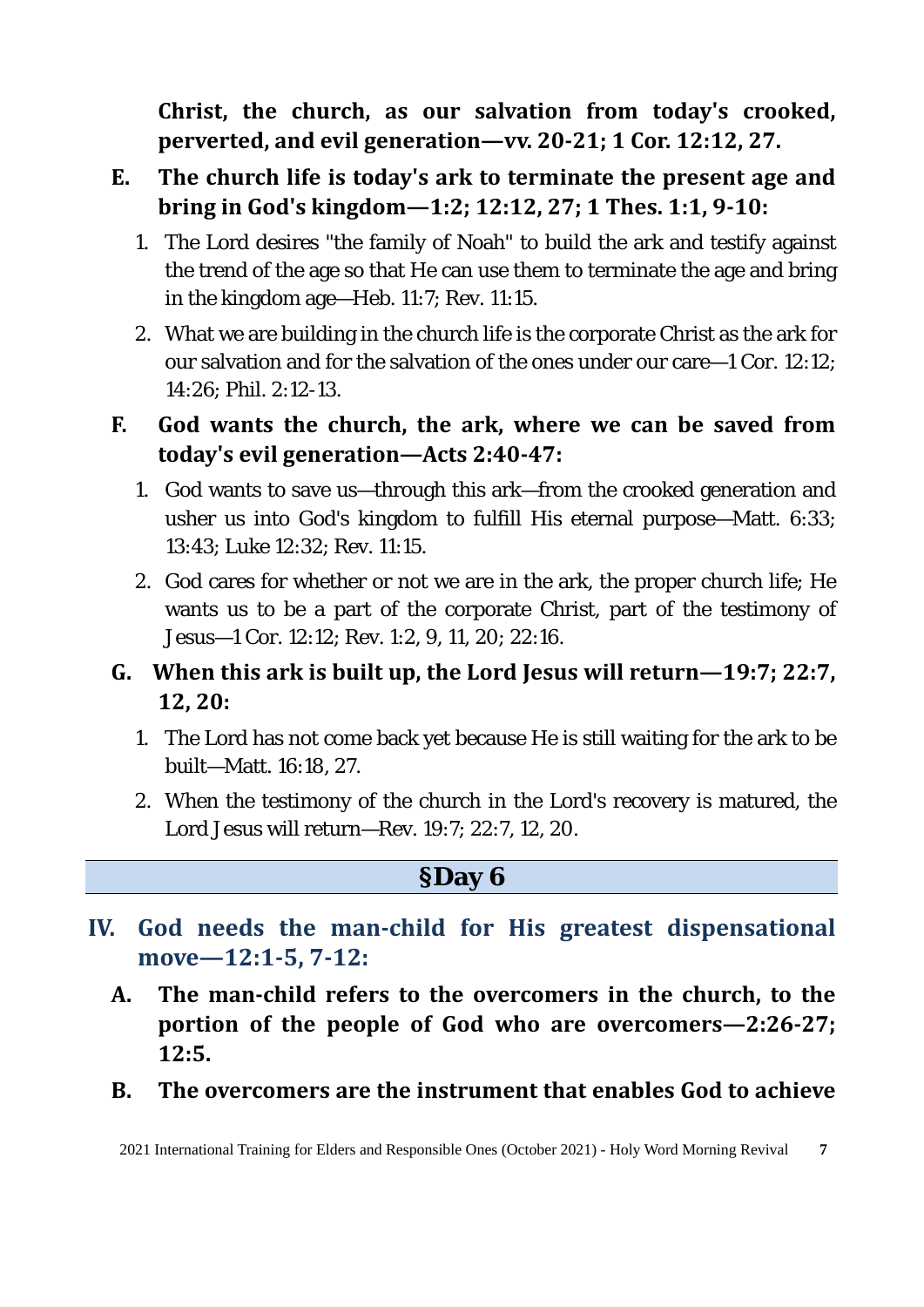**Christ, the church, as our salvation from today's crooked, perverted, and evil generation—vv. 20-21; 1 Cor. 12:12, 27.**

**E. The church life is today's ark to terminate the present age and bring in God's kingdom—1:2; 12:12, 27; 1 Thes. 1:1, 9-10:**

1. The Lord desires "the family of Noah" to build the ark and testify against the trend of the age so that He can use them to terminate the age and bring in the kingdom age—Heb. 11:7; Rev. 11:15.
2. What we are building in the church life is the corporate Christ as the ark for our salvation and for the salvation of the ones under our care—1 Cor. 12:12; 14:26; Phil. 2:12-13.

**F. God wants the church, the ark, where we can be saved from today's evil generation—Acts 2:40-47:**

1. God wants to save us—through this ark—from the crooked generation and usher us into God's kingdom to fulfill His eternal purpose—Matt. 6:33; 13:43; Luke 12:32; Rev. 11:15.
2. God cares for whether or not we are in the ark, the proper church life; He wants us to be a part of the corporate Christ, part of the testimony of Jesus—1 Cor. 12:12; Rev. 1:2, 9, 11, 20; 22:16.

**G. When this ark is built up, the Lord Jesus will return—19:7; 22:7, 12, 20:**

1. The Lord has not come back yet because He is still waiting for the ark to be built—Matt. 16:18, 27.
2. When the testimony of the church in the Lord's recovery is matured, the Lord Jesus will return—Rev. 19:7; 22:7, 12, 20.

## §Day 6

### IV. God needs the man-child for His greatest dispensational move—12:1-5, 7-12:

**A. The man-child refers to the overcomers in the church, to the portion of the people of God who are overcomers—2:26-27; 12:5.**

**B. The overcomers are the instrument that enables God to achieve**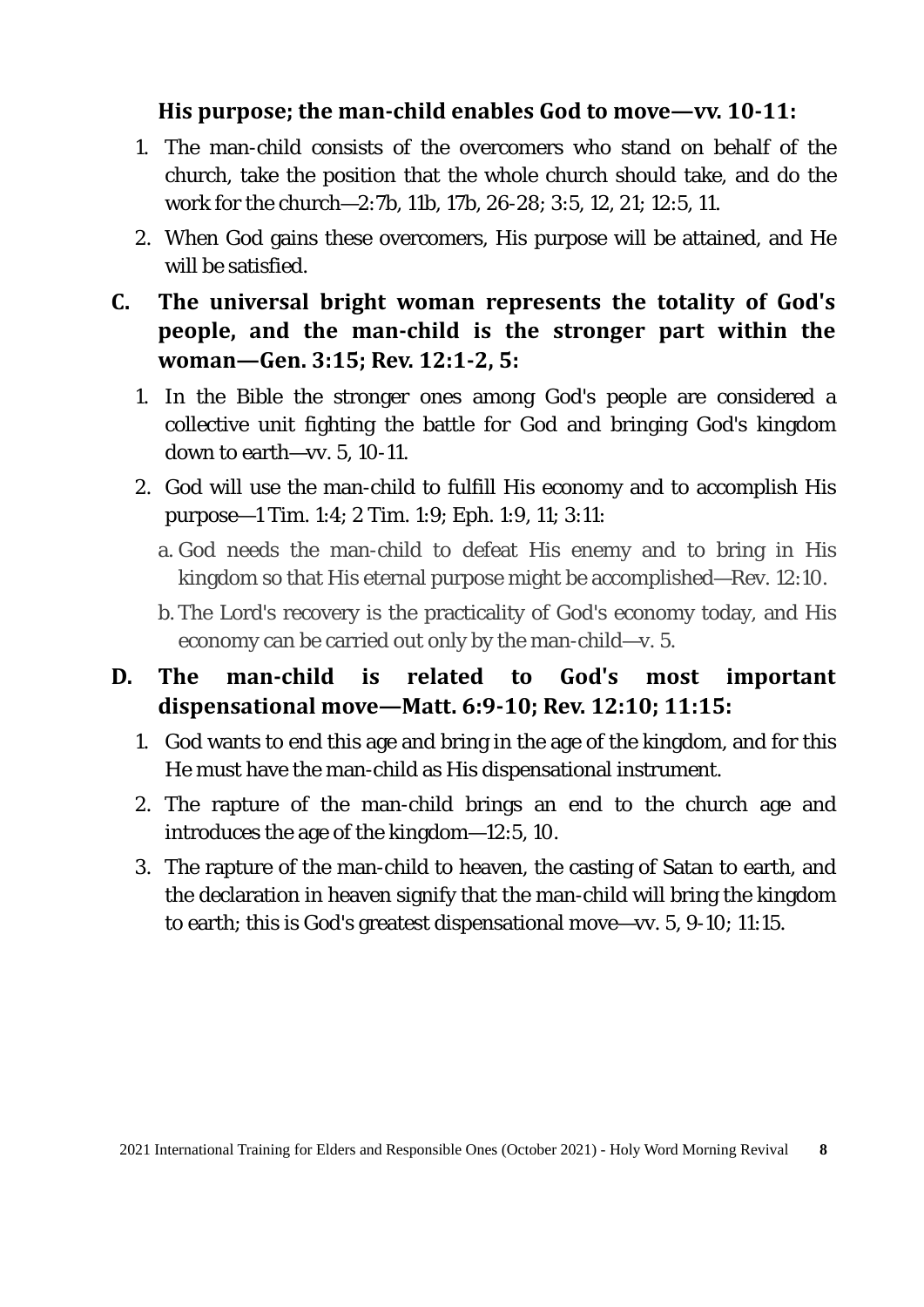**His purpose; the man-child enables God to move—vv. 10-11:**

1. The man-child consists of the overcomers who stand on behalf of the church, take the position that the whole church should take, and do the work for the church—2:7b, 11b, 17b, 26-28; 3:5, 12, 21; 12:5, 11.
2. When God gains these overcomers, His purpose will be attained, and He will be satisfied.

**C. The universal bright woman represents the totality of God's people, and the man-child is the stronger part within the woman—Gen. 3:15; Rev. 12:1-2, 5:**

1. In the Bible the stronger ones among God's people are considered a collective unit fighting the battle for God and bringing God's kingdom down to earth—vv. 5, 10-11.
2. God will use the man-child to fulfill His economy and to accomplish His purpose—1 Tim. 1:4; 2 Tim. 1:9; Eph. 1:9, 11; 3:11:
   a. God needs the man-child to defeat His enemy and to bring in His kingdom so that His eternal purpose might be accomplished—Rev. 12:10.
   b. The Lord's recovery is the practicality of God's economy today, and His economy can be carried out only by the man-child—v. 5.

**D. The man-child is related to God's most important dispensational move—Matt. 6:9-10; Rev. 12:10; 11:15:**

1. God wants to end this age and bring in the age of the kingdom, and for this He must have the man-child as His dispensational instrument.
2. The rapture of the man-child brings an end to the church age and introduces the age of the kingdom—12:5, 10.
3. The rapture of the man-child to heaven, the casting of Satan to earth, and the declaration in heaven signify that the man-child will bring the kingdom to earth; this is God's greatest dispensational move—vv. 5, 9-10; 11:15.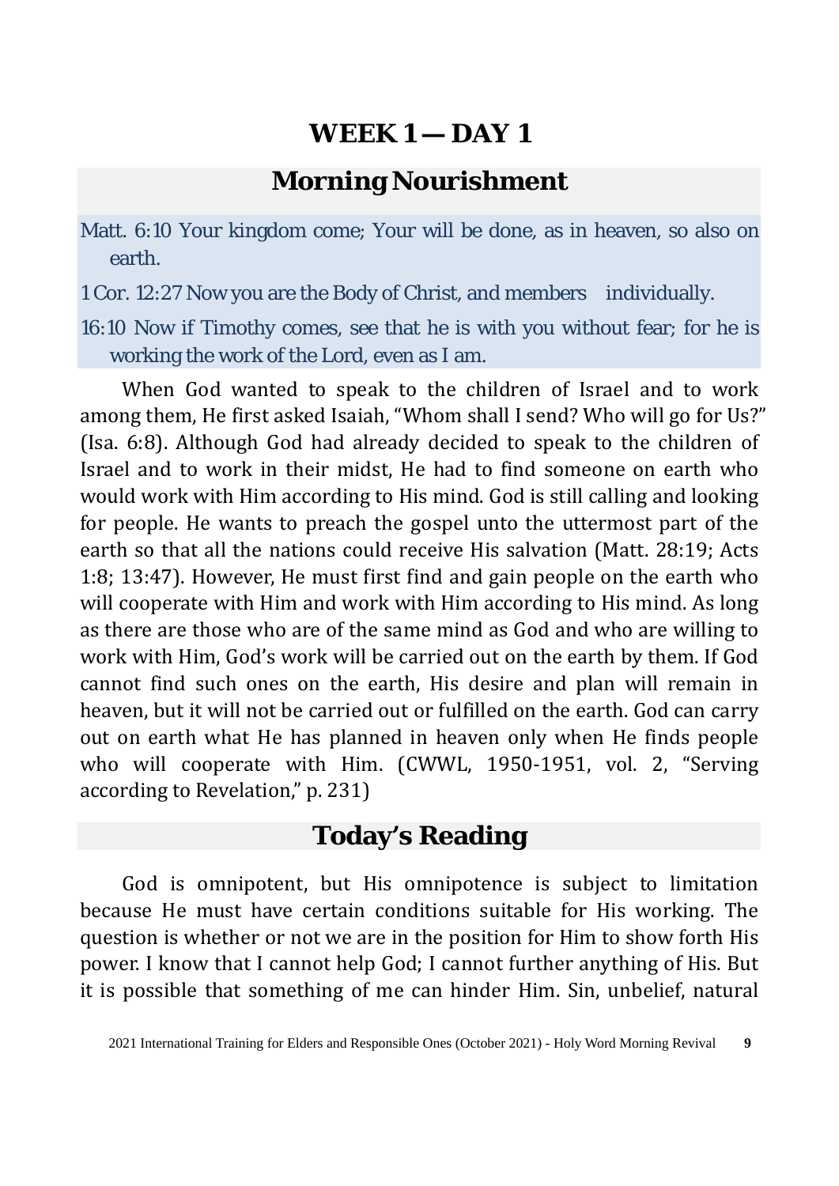# WEEK 1 — DAY 1

## Morning Nourishment

Matt. 6:10 Your kingdom come; Your will be done, as in heaven, so also on earth.

1 Cor. 12:27 Now you are the Body of Christ, and members individually.

16:10 Now if Timothy comes, see that he is with you without fear; for he is working the work of the Lord, even as I am.

When God wanted to speak to the children of Israel and to work among them, He first asked Isaiah, "Whom shall I send? Who will go for Us?" (Isa. 6:8). Although God had already decided to speak to the children of Israel and to work in their midst, He had to find someone on earth who would work with Him according to His mind. God is still calling and looking for people. He wants to preach the gospel unto the uttermost part of the earth so that all the nations could receive His salvation (Matt. 28:19; Acts 1:8; 13:47). However, He must first find and gain people on the earth who will cooperate with Him and work with Him according to His mind. As long as there are those who are of the same mind as God and who are willing to work with Him, God's work will be carried out on the earth by them. If God cannot find such ones on the earth, His desire and plan will remain in heaven, but it will not be carried out or fulfilled on the earth. God can carry out on earth what He has planned in heaven only when He finds people who will cooperate with Him. (CWWL, 1950-1951, vol. 2, "Serving according to Revelation," p. 231)

## Today's Reading

God is omnipotent, but His omnipotence is subject to limitation because He must have certain conditions suitable for His working. The question is whether or not we are in the position for Him to show forth His power. I know that I cannot help God; I cannot further anything of His. But it is possible that something of me can hinder Him. Sin, unbelief, natural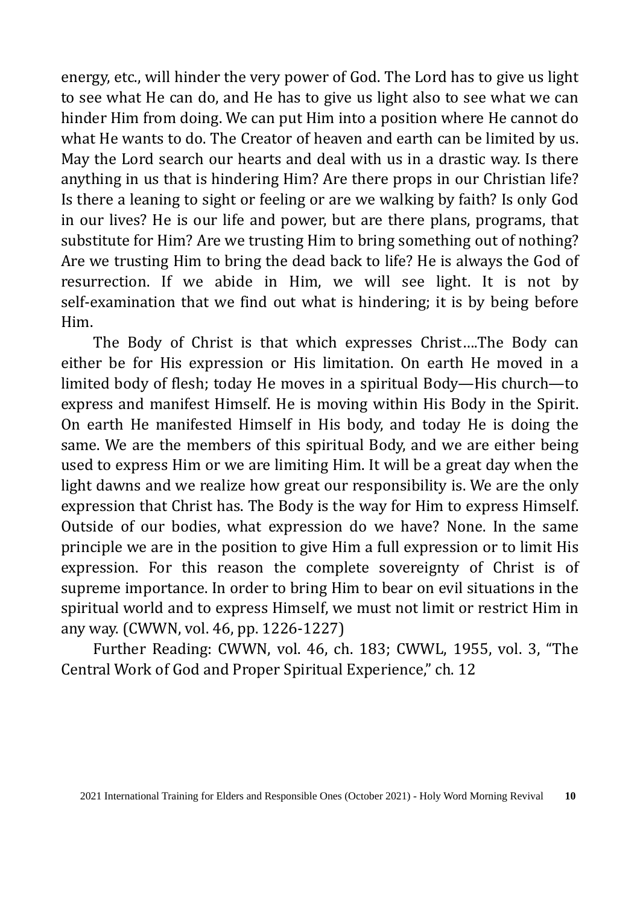energy, etc., will hinder the very power of God. The Lord has to give us light to see what He can do, and He has to give us light also to see what we can hinder Him from doing. We can put Him into a position where He cannot do what He wants to do. The Creator of heaven and earth can be limited by us. May the Lord search our hearts and deal with us in a drastic way. Is there anything in us that is hindering Him? Are there props in our Christian life? Is there a leaning to sight or feeling or are we walking by faith? Is only God in our lives? He is our life and power, but are there plans, programs, that substitute for Him? Are we trusting Him to bring something out of nothing? Are we trusting Him to bring the dead back to life? He is always the God of resurrection. If we abide in Him, we will see light. It is not by self-examination that we find out what is hindering; it is by being before Him.

The Body of Christ is that which expresses Christ….The Body can either be for His expression or His limitation. On earth He moved in a limited body of flesh; today He moves in a spiritual Body—His church—to express and manifest Himself. He is moving within His Body in the Spirit. On earth He manifested Himself in His body, and today He is doing the same. We are the members of this spiritual Body, and we are either being used to express Him or we are limiting Him. It will be a great day when the light dawns and we realize how great our responsibility is. We are the only expression that Christ has. The Body is the way for Him to express Himself. Outside of our bodies, what expression do we have? None. In the same principle we are in the position to give Him a full expression or to limit His expression. For this reason the complete sovereignty of Christ is of supreme importance. In order to bring Him to bear on evil situations in the spiritual world and to express Himself, we must not limit or restrict Him in any way. (CWWN, vol. 46, pp. 1226-1227)

Further Reading: CWWN, vol. 46, ch. 183; CWWL, 1955, vol. 3, "The Central Work of God and Proper Spiritual Experience," ch. 12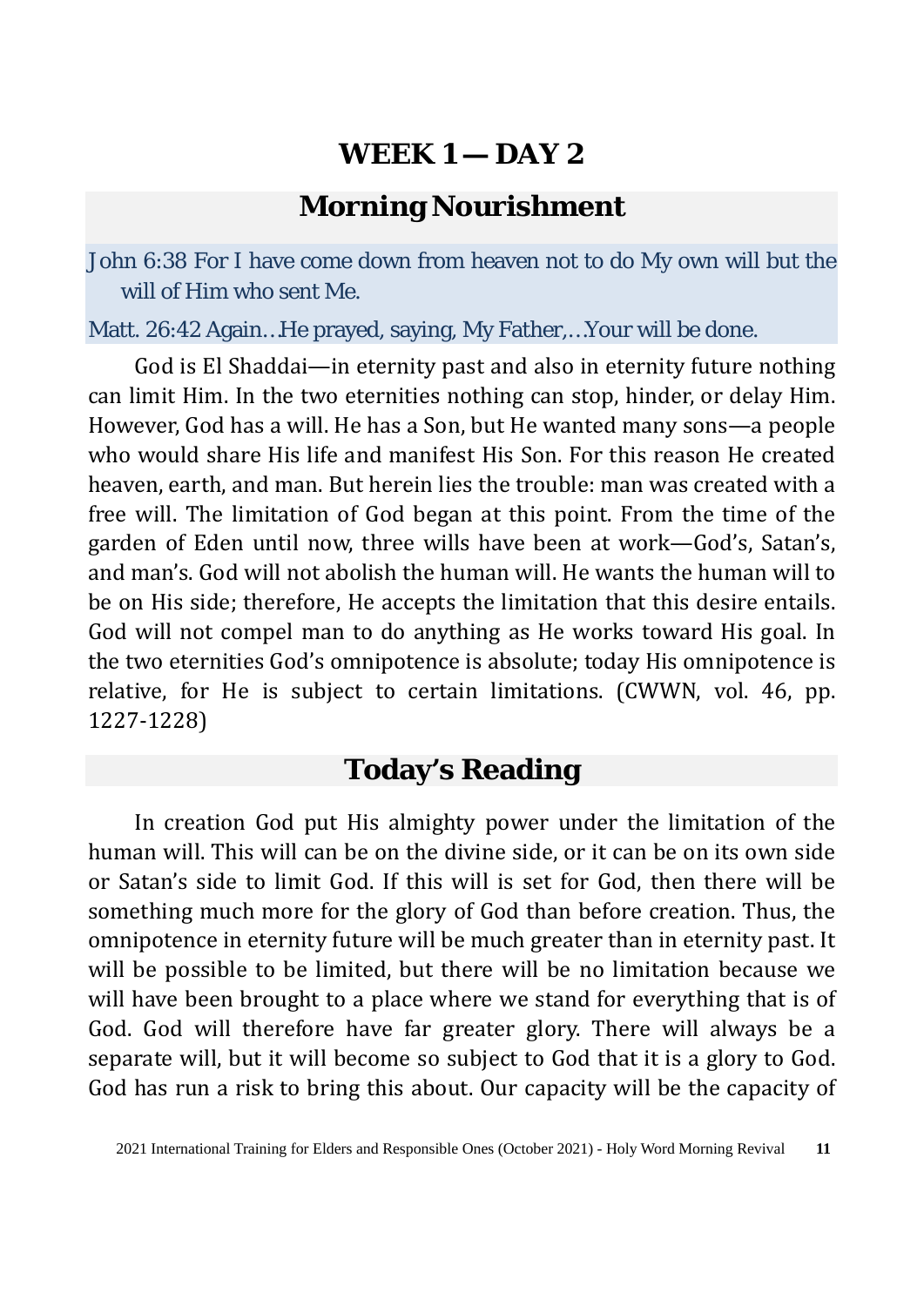# WEEK 1 — DAY 2

## Morning Nourishment

John 6:38 For I have come down from heaven not to do My own will but the will of Him who sent Me.

Matt. 26:42 Again…He prayed, saying, My Father,…Your will be done.

God is El Shaddai—in eternity past and also in eternity future nothing can limit Him. In the two eternities nothing can stop, hinder, or delay Him. However, God has a will. He has a Son, but He wanted many sons—a people who would share His life and manifest His Son. For this reason He created heaven, earth, and man. But herein lies the trouble: man was created with a free will. The limitation of God began at this point. From the time of the garden of Eden until now, three wills have been at work—God's, Satan's, and man's. God will not abolish the human will. He wants the human will to be on His side; therefore, He accepts the limitation that this desire entails. God will not compel man to do anything as He works toward His goal. In the two eternities God's omnipotence is absolute; today His omnipotence is relative, for He is subject to certain limitations. (CWWN, vol. 46, pp. 1227-1228)

## Today's Reading

In creation God put His almighty power under the limitation of the human will. This will can be on the divine side, or it can be on its own side or Satan's side to limit God. If this will is set for God, then there will be something much more for the glory of God than before creation. Thus, the omnipotence in eternity future will be much greater than in eternity past. It will be possible to be limited, but there will be no limitation because we will have been brought to a place where we stand for everything that is of God. God will therefore have far greater glory. There will always be a separate will, but it will become so subject to God that it is a glory to God. God has run a risk to bring this about. Our capacity will be the capacity of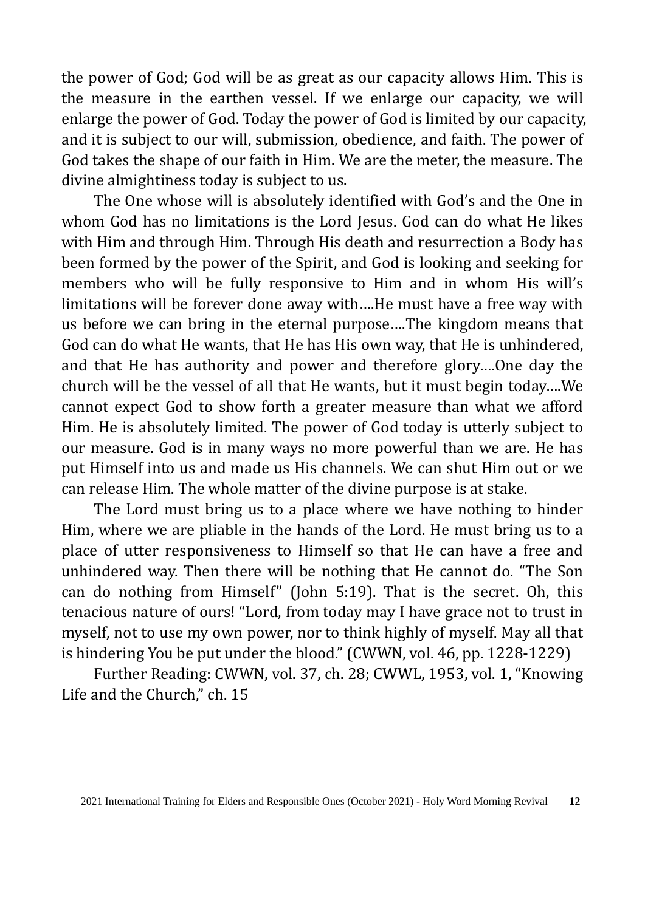the power of God; God will be as great as our capacity allows Him. This is the measure in the earthen vessel. If we enlarge our capacity, we will enlarge the power of God. Today the power of God is limited by our capacity, and it is subject to our will, submission, obedience, and faith. The power of God takes the shape of our faith in Him. We are the meter, the measure. The divine almightiness today is subject to us.

The One whose will is absolutely identified with God's and the One in whom God has no limitations is the Lord Jesus. God can do what He likes with Him and through Him. Through His death and resurrection a Body has been formed by the power of the Spirit, and God is looking and seeking for members who will be fully responsive to Him and in whom His will's limitations will be forever done away with….He must have a free way with us before we can bring in the eternal purpose….The kingdom means that God can do what He wants, that He has His own way, that He is unhindered, and that He has authority and power and therefore glory….One day the church will be the vessel of all that He wants, but it must begin today….We cannot expect God to show forth a greater measure than what we afford Him. He is absolutely limited. The power of God today is utterly subject to our measure. God is in many ways no more powerful than we are. He has put Himself into us and made us His channels. We can shut Him out or we can release Him. The whole matter of the divine purpose is at stake.

The Lord must bring us to a place where we have nothing to hinder Him, where we are pliable in the hands of the Lord. He must bring us to a place of utter responsiveness to Himself so that He can have a free and unhindered way. Then there will be nothing that He cannot do. "The Son can do nothing from Himself" (John 5:19). That is the secret. Oh, this tenacious nature of ours! "Lord, from today may I have grace not to trust in myself, not to use my own power, nor to think highly of myself. May all that is hindering You be put under the blood." (CWWN, vol. 46, pp. 1228-1229)

Further Reading: CWWN, vol. 37, ch. 28; CWWL, 1953, vol. 1, "Knowing Life and the Church," ch. 15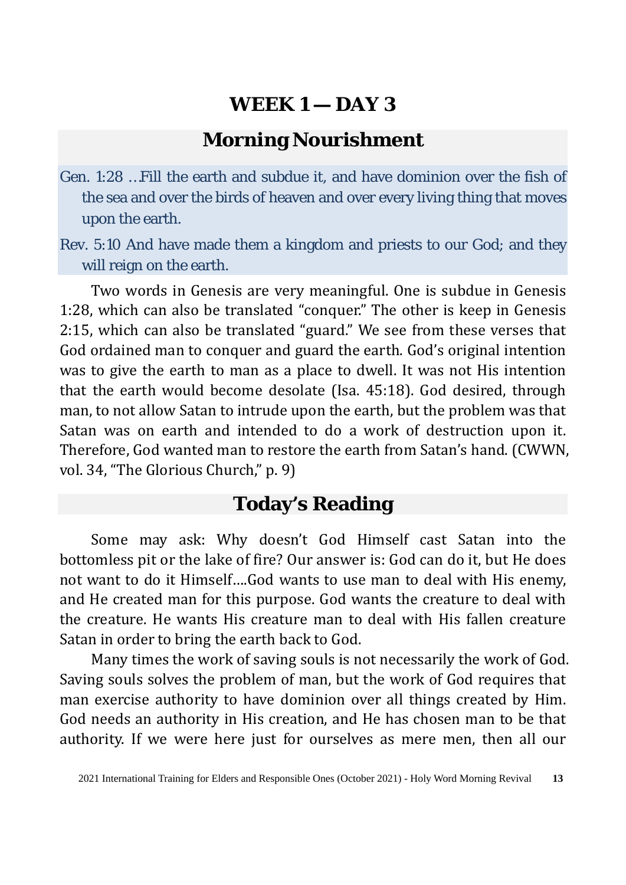# WEEK 1 — DAY 3

## Morning Nourishment

Gen. 1:28 …Fill the earth and subdue it, and have dominion over the fish of the sea and over the birds of heaven and over every living thing that moves upon the earth.

Rev. 5:10 And have made them a kingdom and priests to our God; and they will reign on the earth.

Two words in Genesis are very meaningful. One is subdue in Genesis 1:28, which can also be translated "conquer." The other is keep in Genesis 2:15, which can also be translated "guard." We see from these verses that God ordained man to conquer and guard the earth. God's original intention was to give the earth to man as a place to dwell. It was not His intention that the earth would become desolate (Isa. 45:18). God desired, through man, to not allow Satan to intrude upon the earth, but the problem was that Satan was on earth and intended to do a work of destruction upon it. Therefore, God wanted man to restore the earth from Satan's hand. (CWWN, vol. 34, "The Glorious Church," p. 9)

## Today's Reading

Some may ask: Why doesn't God Himself cast Satan into the bottomless pit or the lake of fire? Our answer is: God can do it, but He does not want to do it Himself….God wants to use man to deal with His enemy, and He created man for this purpose. God wants the creature to deal with the creature. He wants His creature man to deal with His fallen creature Satan in order to bring the earth back to God.

Many times the work of saving souls is not necessarily the work of God. Saving souls solves the problem of man, but the work of God requires that man exercise authority to have dominion over all things created by Him. God needs an authority in His creation, and He has chosen man to be that authority. If we were here just for ourselves as mere men, then all our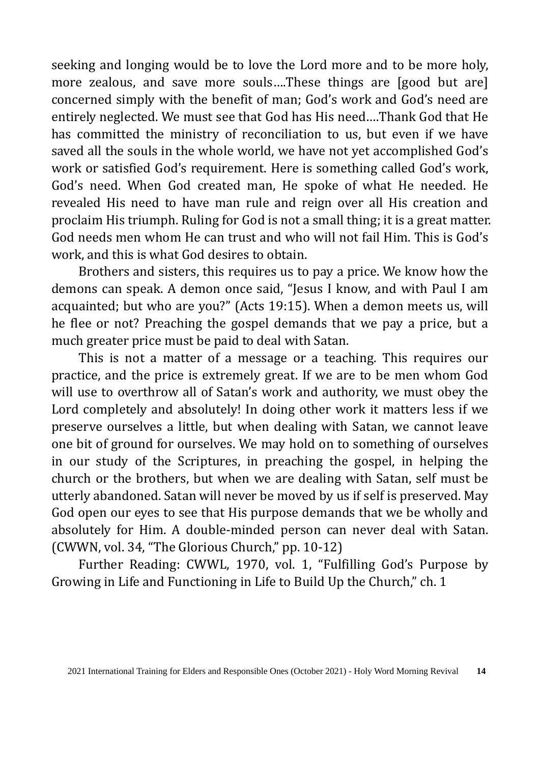seeking and longing would be to love the Lord more and to be more holy, more zealous, and save more souls….These things are [good but are] concerned simply with the benefit of man; God's work and God's need are entirely neglected. We must see that God has His need….Thank God that He has committed the ministry of reconciliation to us, but even if we have saved all the souls in the whole world, we have not yet accomplished God's work or satisfied God's requirement. Here is something called God's work, God's need. When God created man, He spoke of what He needed. He revealed His need to have man rule and reign over all His creation and proclaim His triumph. Ruling for God is not a small thing; it is a great matter. God needs men whom He can trust and who will not fail Him. This is God's work, and this is what God desires to obtain.

Brothers and sisters, this requires us to pay a price. We know how the demons can speak. A demon once said, "Jesus I know, and with Paul I am acquainted; but who are you?" (Acts 19:15). When a demon meets us, will he flee or not? Preaching the gospel demands that we pay a price, but a much greater price must be paid to deal with Satan.

This is not a matter of a message or a teaching. This requires our practice, and the price is extremely great. If we are to be men whom God will use to overthrow all of Satan's work and authority, we must obey the Lord completely and absolutely! In doing other work it matters less if we preserve ourselves a little, but when dealing with Satan, we cannot leave one bit of ground for ourselves. We may hold on to something of ourselves in our study of the Scriptures, in preaching the gospel, in helping the church or the brothers, but when we are dealing with Satan, self must be utterly abandoned. Satan will never be moved by us if self is preserved. May God open our eyes to see that His purpose demands that we be wholly and absolutely for Him. A double-minded person can never deal with Satan. (CWWN, vol. 34, "The Glorious Church," pp. 10-12)

Further Reading: CWWL, 1970, vol. 1, "Fulfilling God's Purpose by Growing in Life and Functioning in Life to Build Up the Church," ch. 1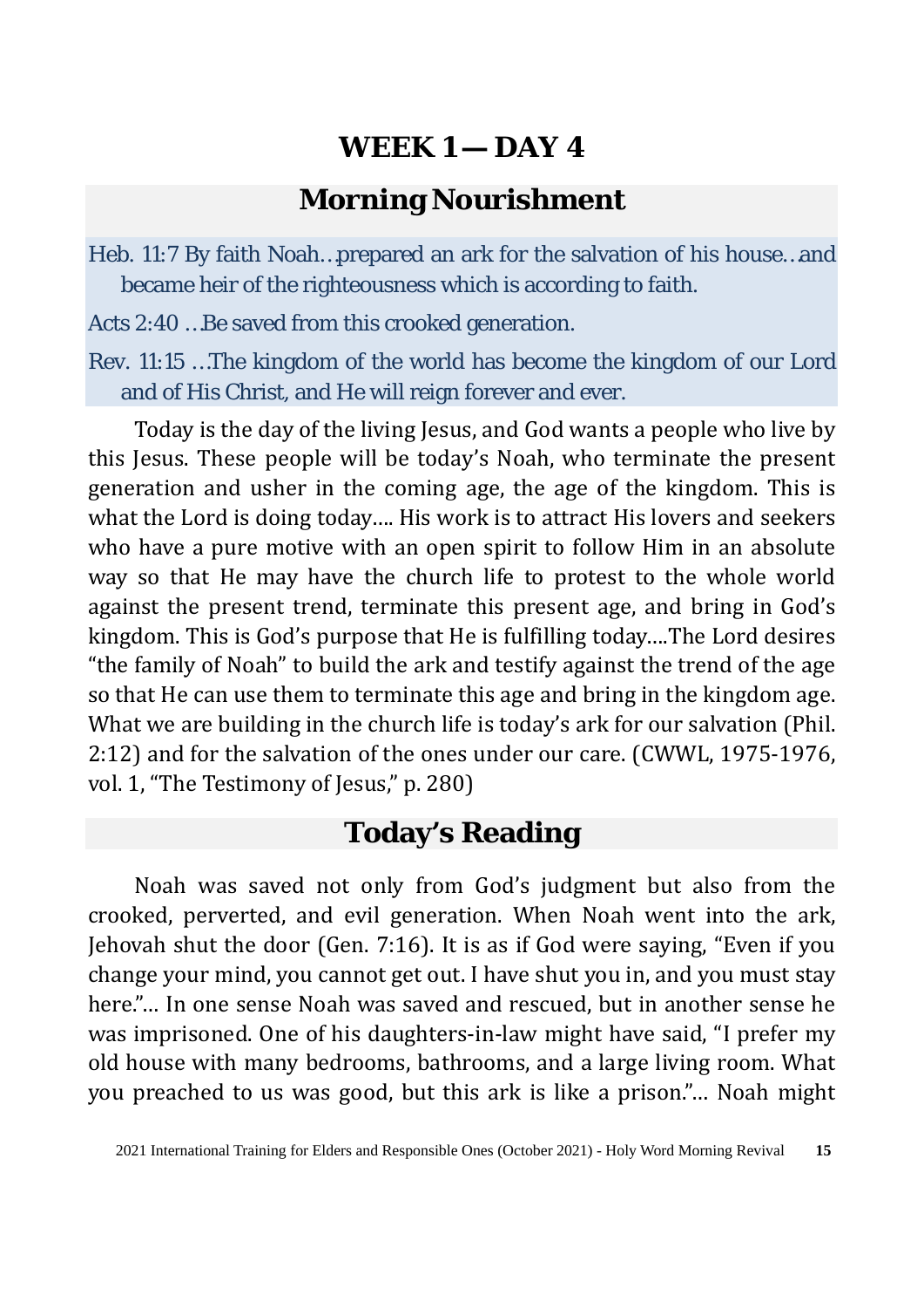# WEEK 1 — DAY 4

## Morning Nourishment

Heb. 11:7 By faith Noah…prepared an ark for the salvation of his house…and became heir of the righteousness which is according to faith.

Acts 2:40 …Be saved from this crooked generation.

Rev. 11:15 …The kingdom of the world has become the kingdom of our Lord and of His Christ, and He will reign forever and ever.

Today is the day of the living Jesus, and God wants a people who live by this Jesus. These people will be today's Noah, who terminate the present generation and usher in the coming age, the age of the kingdom. This is what the Lord is doing today…. His work is to attract His lovers and seekers who have a pure motive with an open spirit to follow Him in an absolute way so that He may have the church life to protest to the whole world against the present trend, terminate this present age, and bring in God's kingdom. This is God's purpose that He is fulfilling today….The Lord desires "the family of Noah" to build the ark and testify against the trend of the age so that He can use them to terminate this age and bring in the kingdom age. What we are building in the church life is today's ark for our salvation (Phil. 2:12) and for the salvation of the ones under our care. (CWWL, 1975-1976, vol. 1, "The Testimony of Jesus," p. 280)

## Today's Reading

Noah was saved not only from God's judgment but also from the crooked, perverted, and evil generation. When Noah went into the ark, Jehovah shut the door (Gen. 7:16). It is as if God were saying, "Even if you change your mind, you cannot get out. I have shut you in, and you must stay here."… In one sense Noah was saved and rescued, but in another sense he was imprisoned. One of his daughters-in-law might have said, "I prefer my old house with many bedrooms, bathrooms, and a large living room. What you preached to us was good, but this ark is like a prison."… Noah might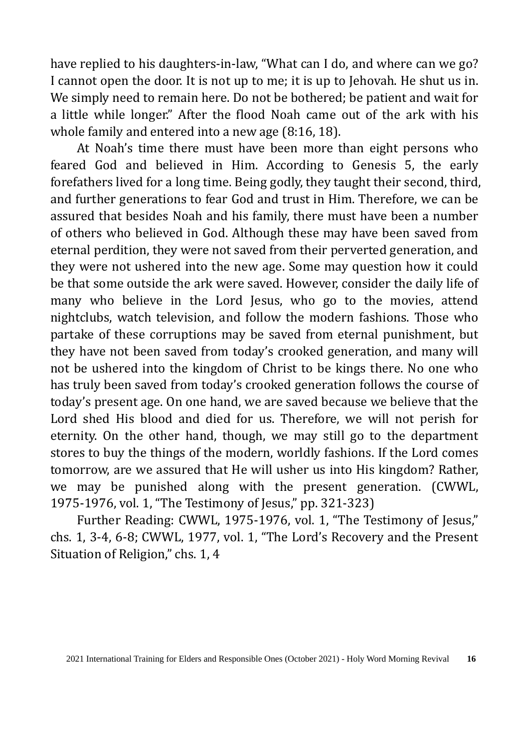have replied to his daughters-in-law, “What can I do, and where can we go? I cannot open the door. It is not up to me; it is up to Jehovah. He shut us in. We simply need to remain here. Do not be bothered; be patient and wait for a little while longer.” After the flood Noah came out of the ark with his whole family and entered into a new age (8:16, 18).

At Noah’s time there must have been more than eight persons who feared God and believed in Him. According to Genesis 5, the early forefathers lived for a long time. Being godly, they taught their second, third, and further generations to fear God and trust in Him. Therefore, we can be assured that besides Noah and his family, there must have been a number of others who believed in God. Although these may have been saved from eternal perdition, they were not saved from their perverted generation, and they were not ushered into the new age. Some may question how it could be that some outside the ark were saved. However, consider the daily life of many who believe in the Lord Jesus, who go to the movies, attend nightclubs, watch television, and follow the modern fashions. Those who partake of these corruptions may be saved from eternal punishment, but they have not been saved from today’s crooked generation, and many will not be ushered into the kingdom of Christ to be kings there. No one who has truly been saved from today’s crooked generation follows the course of today’s present age. On one hand, we are saved because we believe that the Lord shed His blood and died for us. Therefore, we will not perish for eternity. On the other hand, though, we may still go to the department stores to buy the things of the modern, worldly fashions. If the Lord comes tomorrow, are we assured that He will usher us into His kingdom? Rather, we may be punished along with the present generation. (CWWL, 1975-1976, vol. 1, “The Testimony of Jesus,” pp. 321-323)

Further Reading: CWWL, 1975-1976, vol. 1, “The Testimony of Jesus,” chs. 1, 3-4, 6-8; CWWL, 1977, vol. 1, “The Lord’s Recovery and the Present Situation of Religion,” chs. 1, 4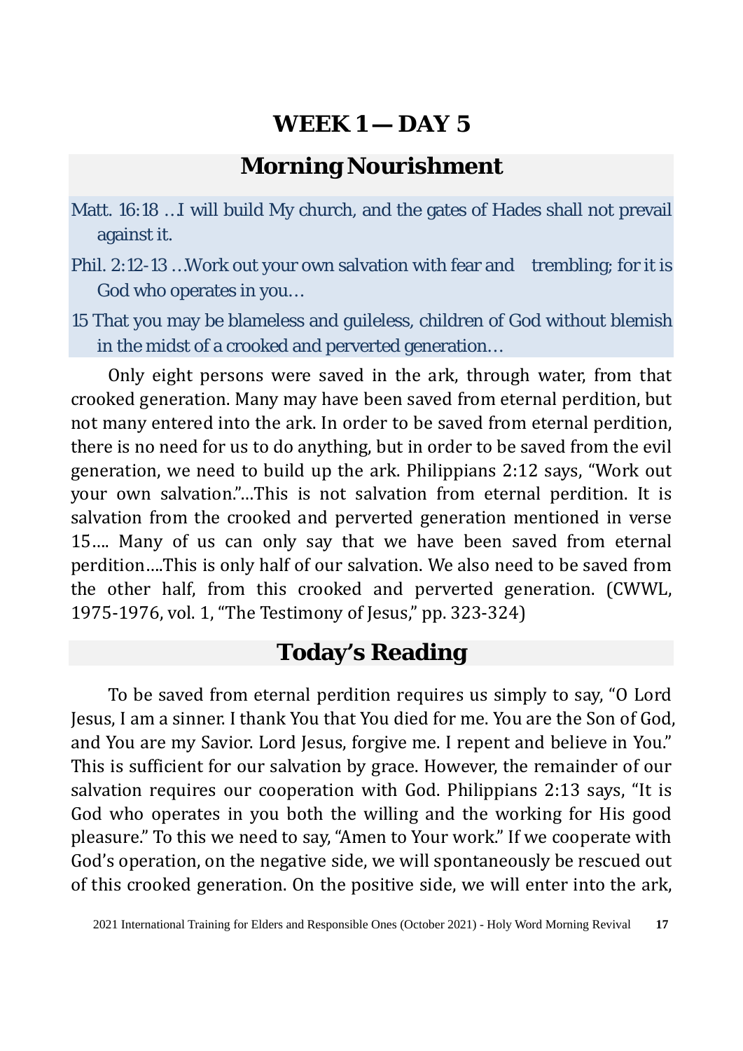# WEEK 1 — DAY 5

## Morning Nourishment

Matt. 16:18 …I will build My church, and the gates of Hades shall not prevail against it.

Phil. 2:12-13 …Work out your own salvation with fear and trembling; for it is God who operates in you…

15 That you may be blameless and guileless, children of God without blemish in the midst of a crooked and perverted generation…

Only eight persons were saved in the ark, through water, from that crooked generation. Many may have been saved from eternal perdition, but not many entered into the ark. In order to be saved from eternal perdition, there is no need for us to do anything, but in order to be saved from the evil generation, we need to build up the ark. Philippians 2:12 says, "Work out your own salvation."…This is not salvation from eternal perdition. It is salvation from the crooked and perverted generation mentioned in verse 15…. Many of us can only say that we have been saved from eternal perdition….This is only half of our salvation. We also need to be saved from the other half, from this crooked and perverted generation. (CWWL, 1975-1976, vol. 1, "The Testimony of Jesus," pp. 323-324)

## Today's Reading

To be saved from eternal perdition requires us simply to say, "O Lord Jesus, I am a sinner. I thank You that You died for me. You are the Son of God, and You are my Savior. Lord Jesus, forgive me. I repent and believe in You." This is sufficient for our salvation by grace. However, the remainder of our salvation requires our cooperation with God. Philippians 2:13 says, "It is God who operates in you both the willing and the working for His good pleasure." To this we need to say, "Amen to Your work." If we cooperate with God's operation, on the negative side, we will spontaneously be rescued out of this crooked generation. On the positive side, we will enter into the ark,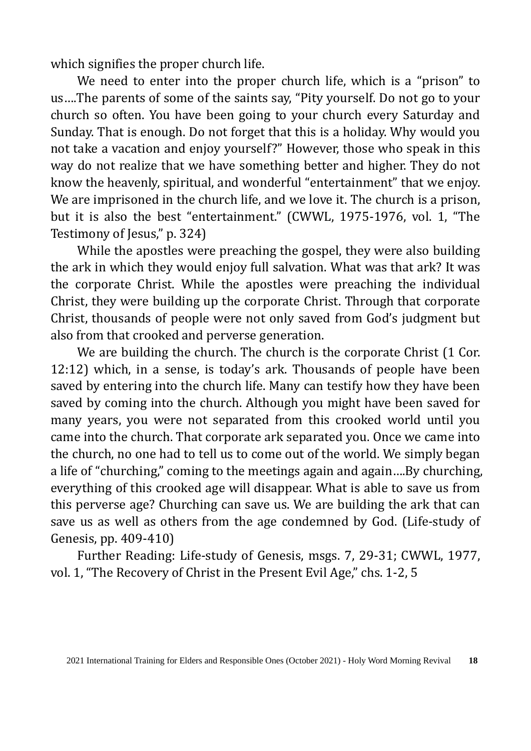which signifies the proper church life.

We need to enter into the proper church life, which is a “prison” to us….The parents of some of the saints say, “Pity yourself. Do not go to your church so often. You have been going to your church every Saturday and Sunday. That is enough. Do not forget that this is a holiday. Why would you not take a vacation and enjoy yourself?” However, those who speak in this way do not realize that we have something better and higher. They do not know the heavenly, spiritual, and wonderful “entertainment” that we enjoy. We are imprisoned in the church life, and we love it. The church is a prison, but it is also the best “entertainment.” (CWWL, 1975-1976, vol. 1, “The Testimony of Jesus,” p. 324)

While the apostles were preaching the gospel, they were also building the ark in which they would enjoy full salvation. What was that ark? It was the corporate Christ. While the apostles were preaching the individual Christ, they were building up the corporate Christ. Through that corporate Christ, thousands of people were not only saved from God’s judgment but also from that crooked and perverse generation.

We are building the church. The church is the corporate Christ (1 Cor. 12:12) which, in a sense, is today’s ark. Thousands of people have been saved by entering into the church life. Many can testify how they have been saved by coming into the church. Although you might have been saved for many years, you were not separated from this crooked world until you came into the church. That corporate ark separated you. Once we came into the church, no one had to tell us to come out of the world. We simply began a life of “churching,” coming to the meetings again and again….By churching, everything of this crooked age will disappear. What is able to save us from this perverse age? Churching can save us. We are building the ark that can save us as well as others from the age condemned by God. (Life-study of Genesis, pp. 409-410)

Further Reading: Life-study of Genesis, msgs. 7, 29-31; CWWL, 1977, vol. 1, “The Recovery of Christ in the Present Evil Age,” chs. 1-2, 5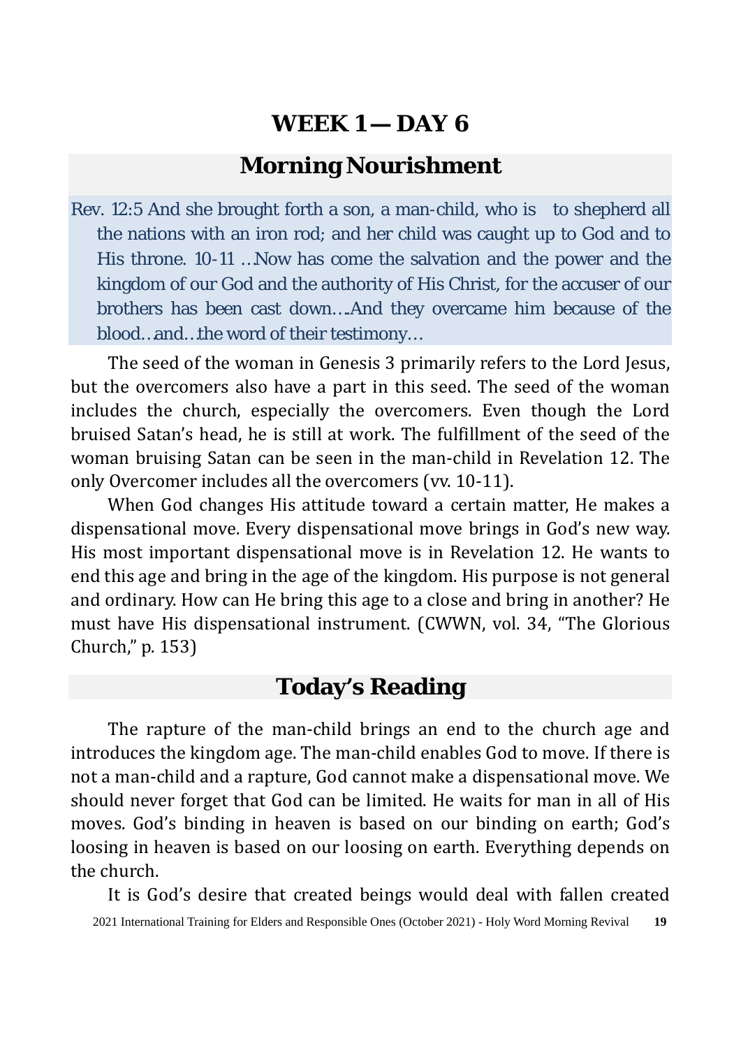# WEEK 1 — DAY 6

## Morning Nourishment

Rev. 12:5 And she brought forth a son, a man-child, who is to shepherd all the nations with an iron rod; and her child was caught up to God and to His throne. 10-11 …Now has come the salvation and the power and the kingdom of our God and the authority of His Christ, for the accuser of our brothers has been cast down….And they overcame him because of the blood…and…the word of their testimony…

The seed of the woman in Genesis 3 primarily refers to the Lord Jesus, but the overcomers also have a part in this seed. The seed of the woman includes the church, especially the overcomers. Even though the Lord bruised Satan's head, he is still at work. The fulfillment of the seed of the woman bruising Satan can be seen in the man-child in Revelation 12. The only Overcomer includes all the overcomers (vv. 10-11).

When God changes His attitude toward a certain matter, He makes a dispensational move. Every dispensational move brings in God's new way. His most important dispensational move is in Revelation 12. He wants to end this age and bring in the age of the kingdom. His purpose is not general and ordinary. How can He bring this age to a close and bring in another? He must have His dispensational instrument. (CWWN, vol. 34, "The Glorious Church," p. 153)

## Today's Reading

The rapture of the man-child brings an end to the church age and introduces the kingdom age. The man-child enables God to move. If there is not a man-child and a rapture, God cannot make a dispensational move. We should never forget that God can be limited. He waits for man in all of His moves. God's binding in heaven is based on our binding on earth; God's loosing in heaven is based on our loosing on earth. Everything depends on the church.

It is God's desire that created beings would deal with fallen created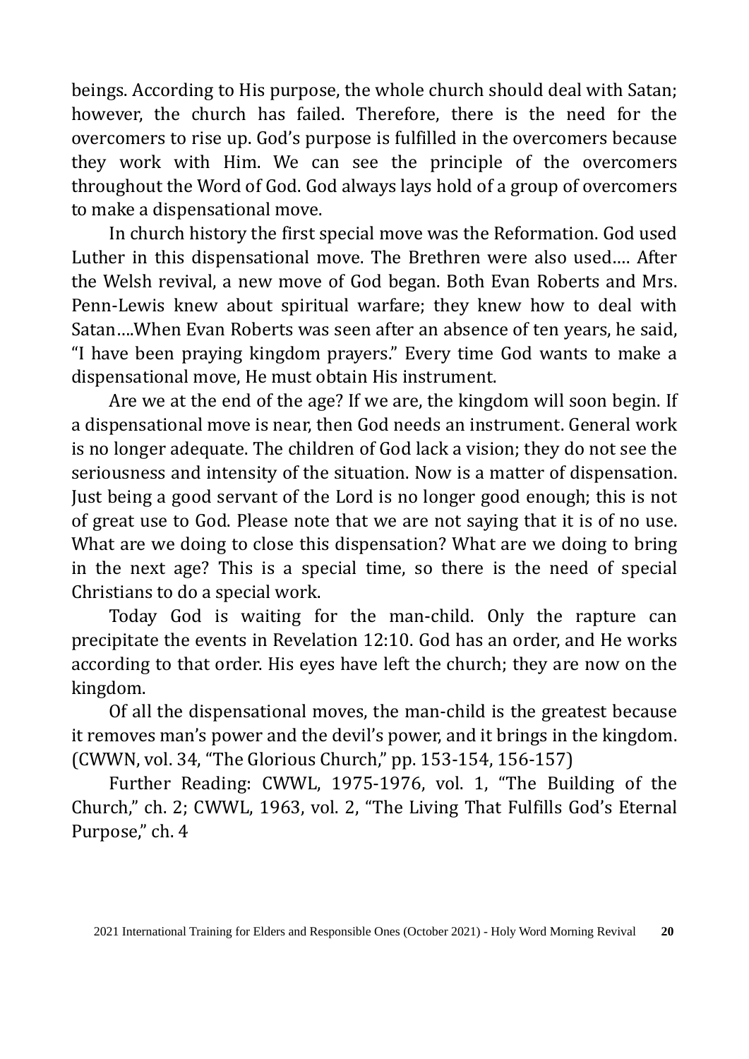beings. According to His purpose, the whole church should deal with Satan; however, the church has failed. Therefore, there is the need for the overcomers to rise up. God's purpose is fulfilled in the overcomers because they work with Him. We can see the principle of the overcomers throughout the Word of God. God always lays hold of a group of overcomers to make a dispensational move.

In church history the first special move was the Reformation. God used Luther in this dispensational move. The Brethren were also used…. After the Welsh revival, a new move of God began. Both Evan Roberts and Mrs. Penn-Lewis knew about spiritual warfare; they knew how to deal with Satan….When Evan Roberts was seen after an absence of ten years, he said, "I have been praying kingdom prayers." Every time God wants to make a dispensational move, He must obtain His instrument.

Are we at the end of the age? If we are, the kingdom will soon begin. If a dispensational move is near, then God needs an instrument. General work is no longer adequate. The children of God lack a vision; they do not see the seriousness and intensity of the situation. Now is a matter of dispensation. Just being a good servant of the Lord is no longer good enough; this is not of great use to God. Please note that we are not saying that it is of no use. What are we doing to close this dispensation? What are we doing to bring in the next age? This is a special time, so there is the need of special Christians to do a special work.

Today God is waiting for the man-child. Only the rapture can precipitate the events in Revelation 12:10. God has an order, and He works according to that order. His eyes have left the church; they are now on the kingdom.

Of all the dispensational moves, the man-child is the greatest because it removes man's power and the devil's power, and it brings in the kingdom. (CWWN, vol. 34, "The Glorious Church," pp. 153-154, 156-157)

Further Reading: CWWL, 1975-1976, vol. 1, "The Building of the Church," ch. 2; CWWL, 1963, vol. 2, "The Living That Fulfills God's Eternal Purpose," ch. 4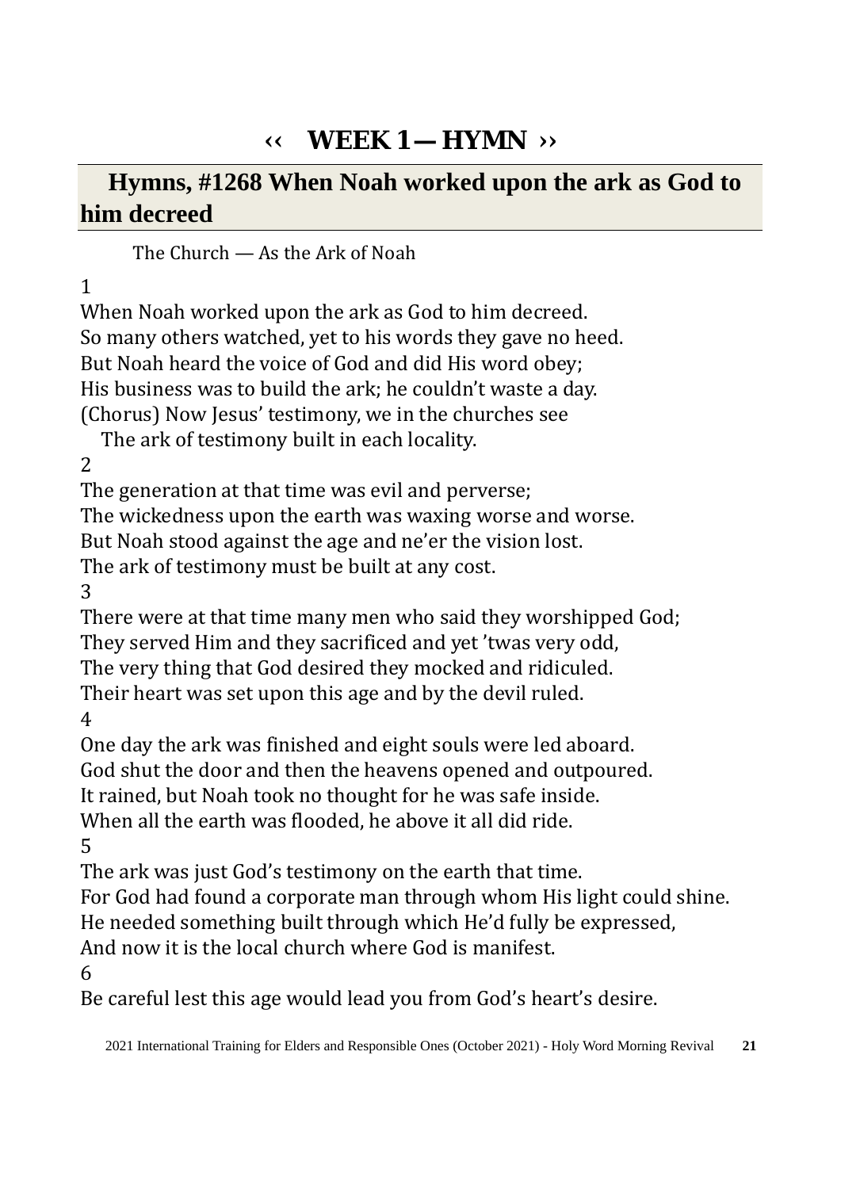# ‹‹ WEEK 1 — HYMN ››

## Hymns, #1268 When Noah worked upon the ark as God to him decreed

The Church — As the Ark of Noah

1

When Noah worked upon the ark as God to him decreed.
So many others watched, yet to his words they gave no heed.
But Noah heard the voice of God and did His word obey;
His business was to build the ark; he couldn't waste a day.
(Chorus) Now Jesus' testimony, we in the churches see
The ark of testimony built in each locality.

2

The generation at that time was evil and perverse;
The wickedness upon the earth was waxing worse and worse.
But Noah stood against the age and ne'er the vision lost.
The ark of testimony must be built at any cost.

3

There were at that time many men who said they worshipped God;
They served Him and they sacrificed and yet 'twas very odd,
The very thing that God desired they mocked and ridiculed.
Their heart was set upon this age and by the devil ruled.

4

One day the ark was finished and eight souls were led aboard.
God shut the door and then the heavens opened and outpoured.
It rained, but Noah took no thought for he was safe inside.
When all the earth was flooded, he above it all did ride.

5

The ark was just God's testimony on the earth that time.
For God had found a corporate man through whom His light could shine.
He needed something built through which He'd fully be expressed,
And now it is the local church where God is manifest.

6

Be careful lest this age would lead you from God's heart's desire.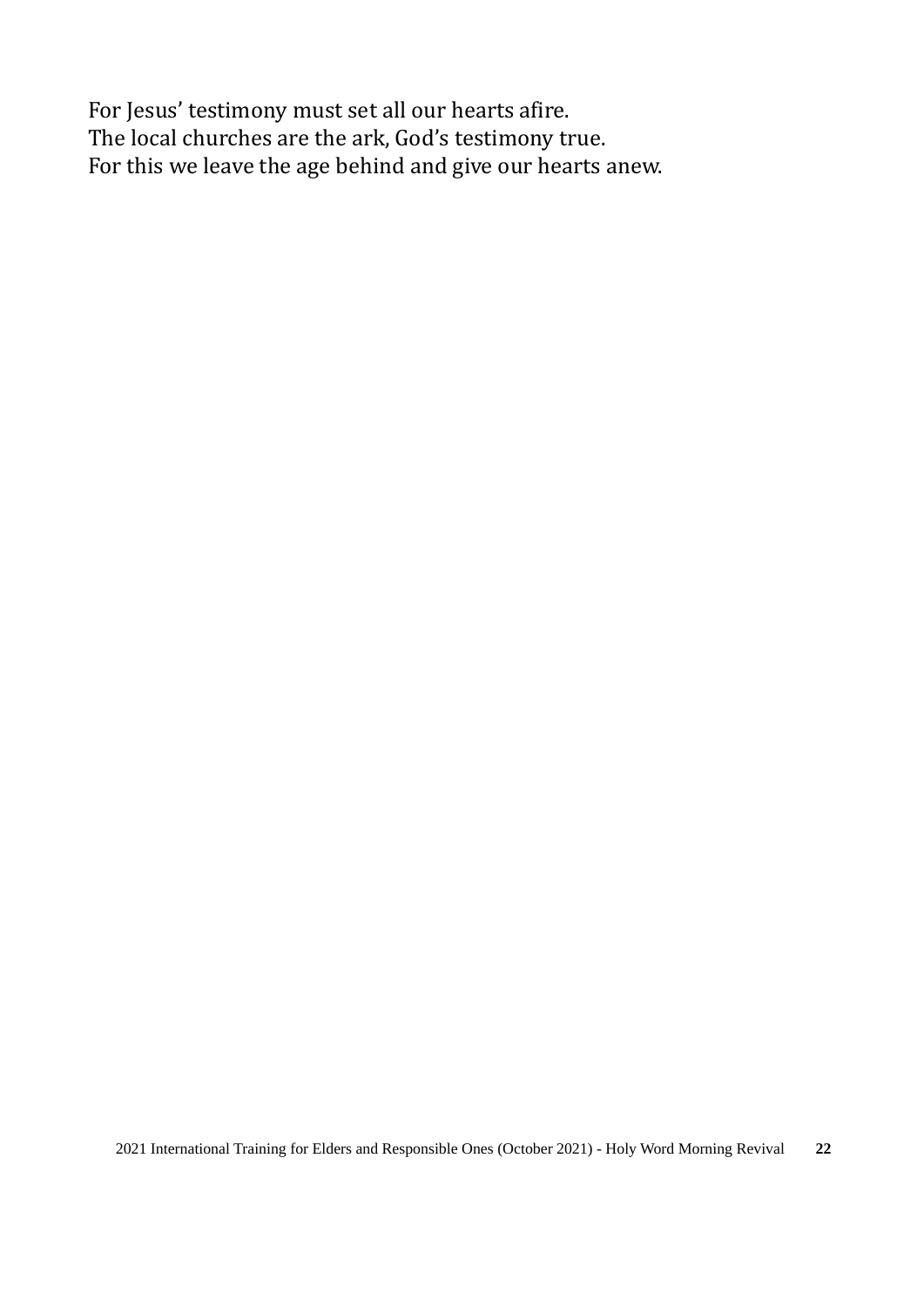For Jesus' testimony must set all our hearts afire.
The local churches are the ark, God's testimony true.
For this we leave the age behind and give our hearts anew.